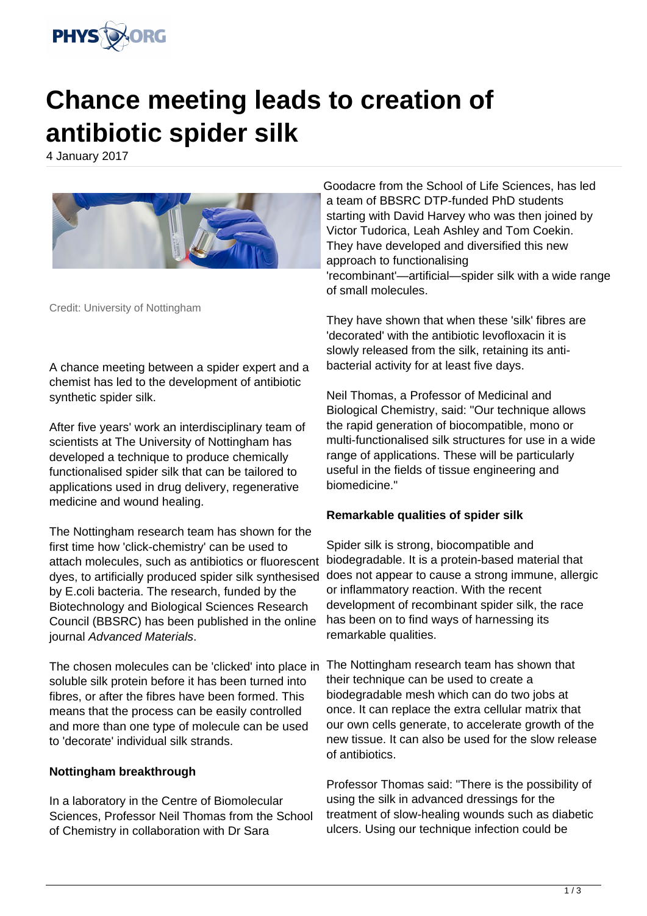# Chance meeting leads to creation of antibiotic spider silk

4 January 2017

Credit: University of Nottingham

A chance meeting between a spider expert and a chemist has led to the development of antibiotic synthetic spider silk.

After five years' work an interdisciplinary team of scientists at The University of Nottingham has developed a technique to produce chemically functionalised spider silk that can be tailored to applications used in drug delivery, regenerative medicine and wound healing.

The Nottingham research team has shown for the first time how 'click-chemistry' can be used to attach molecules, such as antibiotics or fluorescent dyes, to artificially produced spider silk synthesised by E.coli bacteria. The research, funded by the Biotechnology and Biological Sciences Research Council (BBSRC) has been published in the online journal *Advanced Materials*.

The chosen molecules can be 'clicked' into place in soluble silk protein before it has been turned into fibres, or after the fibres have been formed. This means that the process can be easily controlled and more than one type of molecule can be used to 'decorate' individual silk strands.

**Nottingham breakthrough**

In a laboratory in the Centre of Biomolecular Sciences, Professor Neil Thomas from the School of Chemistry in collaboration with Dr Sara Goodacre from the School of Life Sciences, has led a team of BBSRC DTP-funded PhD students starting with David Harvey who was then joined by Victor Tudorica, Leah Ashley and Tom Coekin. They have developed and diversified this new approach to functionalising 'recombinant'—artificial—spider silk with a wide range of small molecules.

They have shown that when these 'silk' fibres are 'decorated' with the antibiotic levofloxacin it is slowly released from the silk, retaining its anti-bacterial activity for at least five days.

Neil Thomas, a Professor of Medicinal and Biological Chemistry, said: "Our technique allows the rapid generation of biocompatible, mono or multi-functionalised silk structures for use in a wide range of applications. These will be particularly useful in the fields of tissue engineering and biomedicine."

**Remarkable qualities of spider silk**

Spider silk is strong, biocompatible and biodegradable. It is a protein-based material that does not appear to cause a strong immune, allergic or inflammatory reaction. With the recent development of recombinant spider silk, the race has been on to find ways of harnessing its remarkable qualities.

The Nottingham research team has shown that their technique can be used to create a biodegradable mesh which can do two jobs at once. It can replace the extra cellular matrix that our own cells generate, to accelerate growth of the new tissue. It can also be used for the slow release of antibiotics.

Professor Thomas said: "There is the possibility of using the silk in advanced dressings for the treatment of slow-healing wounds such as diabetic ulcers. Using our technique infection could be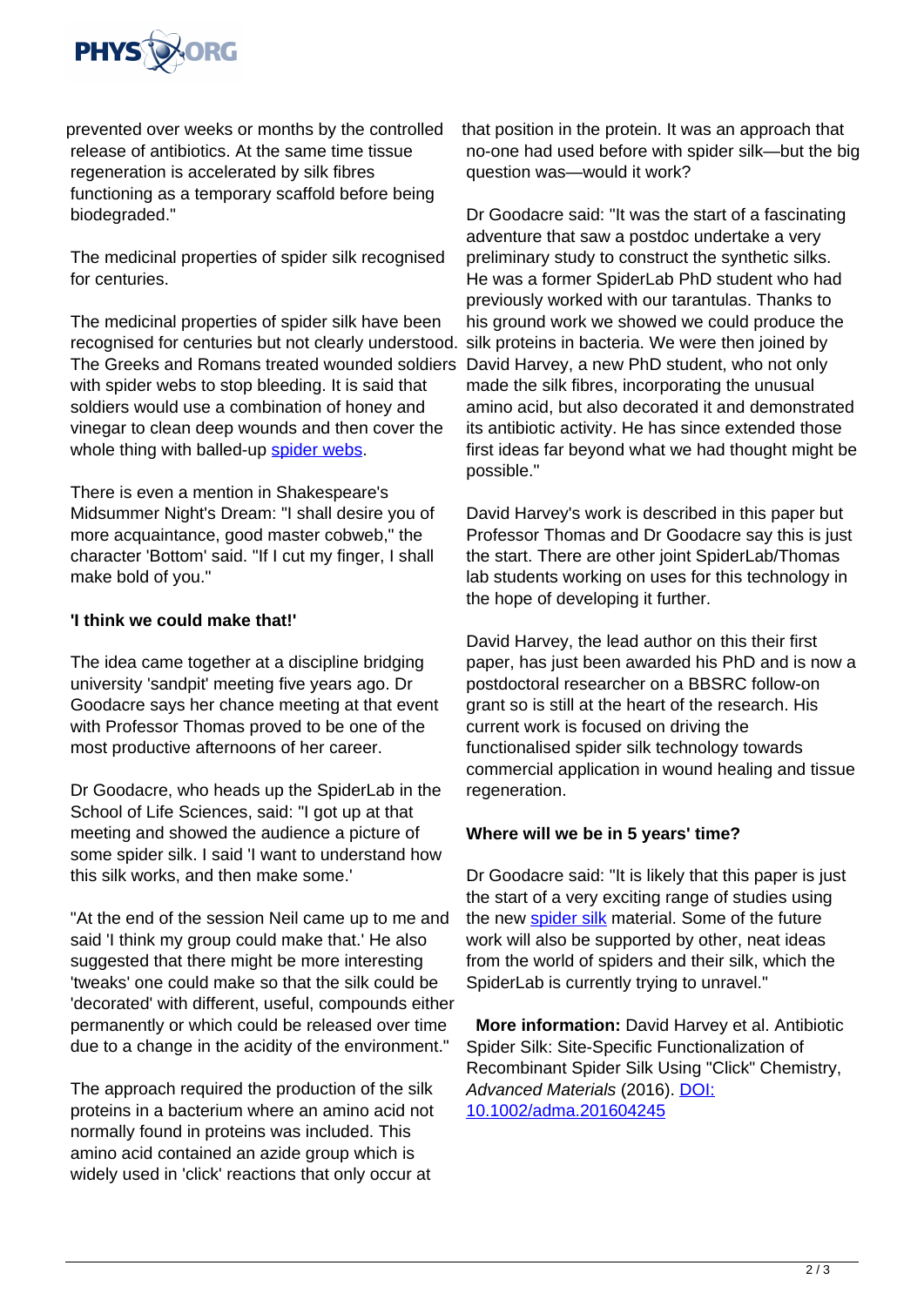prevented over weeks or months by the controlled release of antibiotics. At the same time tissue regeneration is accelerated by silk fibres functioning as a temporary scaffold before being biodegraded."

The medicinal properties of spider silk recognised for centuries.

The medicinal properties of spider silk have been recognised for centuries but not clearly understood. The Greeks and Romans treated wounded soldiers with spider webs to stop bleeding. It is said that soldiers would use a combination of honey and vinegar to clean deep wounds and then cover the whole thing with balled-up spider webs.

There is even a mention in Shakespeare's Midsummer Night's Dream: "I shall desire you of more acquaintance, good master cobweb," the character 'Bottom' said. "If I cut my finger, I shall make bold of you."

**'I think we could make that!'**

The idea came together at a discipline bridging university 'sandpit' meeting five years ago. Dr Goodacre says her chance meeting at that event with Professor Thomas proved to be one of the most productive afternoons of her career.

Dr Goodacre, who heads up the SpiderLab in the School of Life Sciences, said: "I got up at that meeting and showed the audience a picture of some spider silk. I said 'I want to understand how this silk works, and then make some.'

"At the end of the session Neil came up to me and said 'I think my group could make that.' He also suggested that there might be more interesting 'tweaks' one could make so that the silk could be 'decorated' with different, useful, compounds either permanently or which could be released over time due to a change in the acidity of the environment."

The approach required the production of the silk proteins in a bacterium where an amino acid not normally found in proteins was included. This amino acid contained an azide group which is widely used in 'click' reactions that only occur at that position in the protein. It was an approach that no-one had used before with spider silk—but the big question was—would it work?

Dr Goodacre said: "It was the start of a fascinating adventure that saw a postdoc undertake a very preliminary study to construct the synthetic silks. He was a former SpiderLab PhD student who had previously worked with our tarantulas. Thanks to his ground work we showed we could produce the silk proteins in bacteria. We were then joined by David Harvey, a new PhD student, who not only made the silk fibres, incorporating the unusual amino acid, but also decorated it and demonstrated its antibiotic activity. He has since extended those first ideas far beyond what we had thought might be possible."

David Harvey's work is described in this paper but Professor Thomas and Dr Goodacre say this is just the start. There are other joint SpiderLab/Thomas lab students working on uses for this technology in the hope of developing it further.

David Harvey, the lead author on this their first paper, has just been awarded his PhD and is now a postdoctoral researcher on a BBSRC follow-on grant so is still at the heart of the research. His current work is focused on driving the functionalised spider silk technology towards commercial application in wound healing and tissue regeneration.

**Where will we be in 5 years' time?**

Dr Goodacre said: "It is likely that this paper is just the start of a very exciting range of studies using the new spider silk material. Some of the future work will also be supported by other, neat ideas from the world of spiders and their silk, which the SpiderLab is currently trying to unravel."

**More information:** David Harvey et al. Antibiotic Spider Silk: Site-Specific Functionalization of Recombinant Spider Silk Using "Click" Chemistry, *Advanced Materials* (2016). DOI: 10.1002/adma.201604245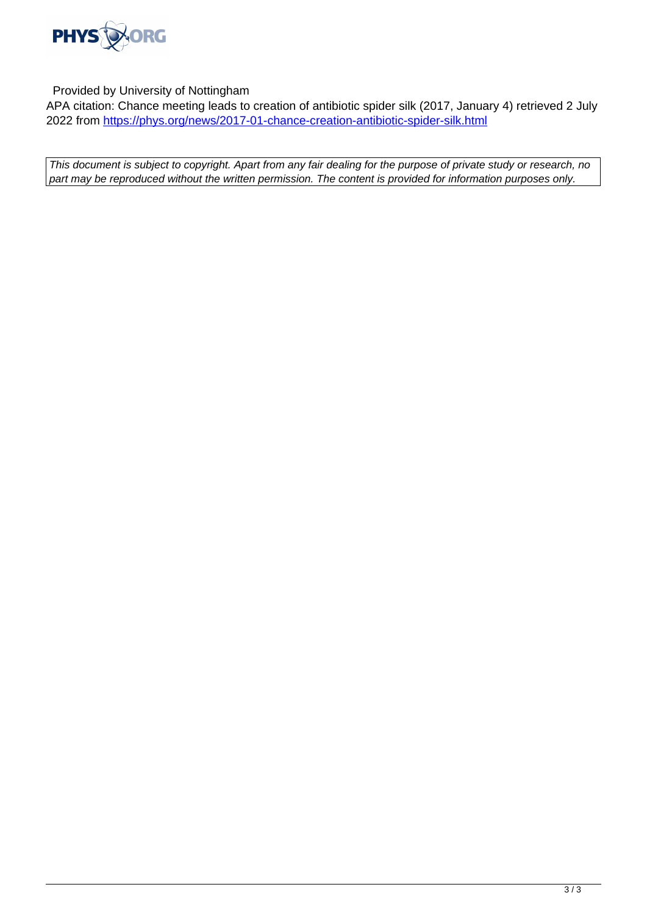Provided by University of Nottingham

APA citation: Chance meeting leads to creation of antibiotic spider silk (2017, January 4) retrieved 2 July 2022 from https://phys.org/news/2017-01-chance-creation-antibiotic-spider-silk.html

*This document is subject to copyright. Apart from any fair dealing for the purpose of private study or research, no part may be reproduced without the written permission. The content is provided for information purposes only.*